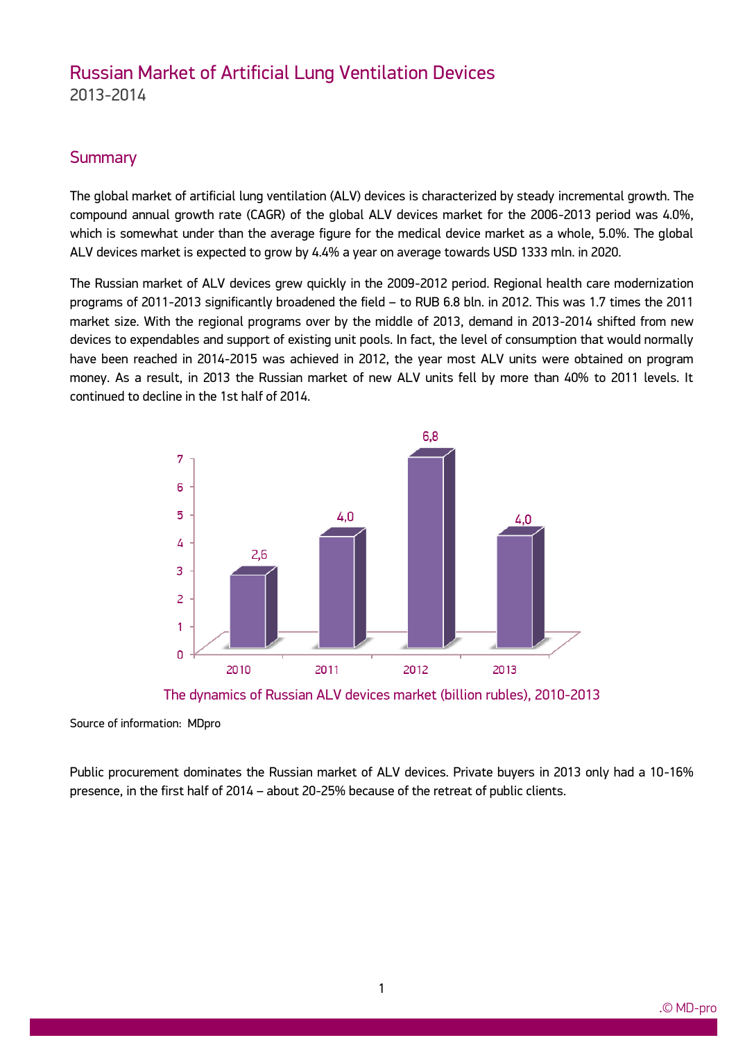# Russian Market of Artificial Lung Ventilation Devices

2013-2014

## Summary

The global market of artificial lung ventilation (ALV) devices is characterized by steady incremental growth. The compound annual growth rate (CAGR) of the global ALV devices market for the 2006-2013 period was 4.0%, which is somewhat under than the average figure for the medical device market as a whole, 5.0%. The global ALV devices market is expected to grow by 4.4% a year on average towards USD 1333 mln. in 2020.

The Russian market of ALV devices grew quickly in the 2009-2012 period. Regional health care modernization programs of 2011-2013 significantly broadened the field – to RUB 6.8 bln. in 2012. This was 1.7 times the 2011 market size. With the regional programs over by the middle of 2013, demand in 2013-2014 shifted from new devices to expendables and support of existing unit pools. In fact, the level of consumption that would normally have been reached in 2014-2015 was achieved in 2012, the year most ALV units were obtained on program money. As a result, in 2013 the Russian market of new ALV units fell by more than 40% to 2011 levels. It continued to decline in the 1st half of 2014.

| Year | Market (billion rubles) |
|---|---|
| 2010 | 2,6 |
| 2011 | 4,0 |
| 2012 | 6,8 |
| 2013 | 4,0 |

The dynamics of Russian ALV devices market (billion rubles), 2010-2013

Source of information: MDpro

Public procurement dominates the Russian market of ALV devices. Private buyers in 2013 only had a 10-16% presence, in the first half of 2014 – about 20-25% because of the retreat of public clients.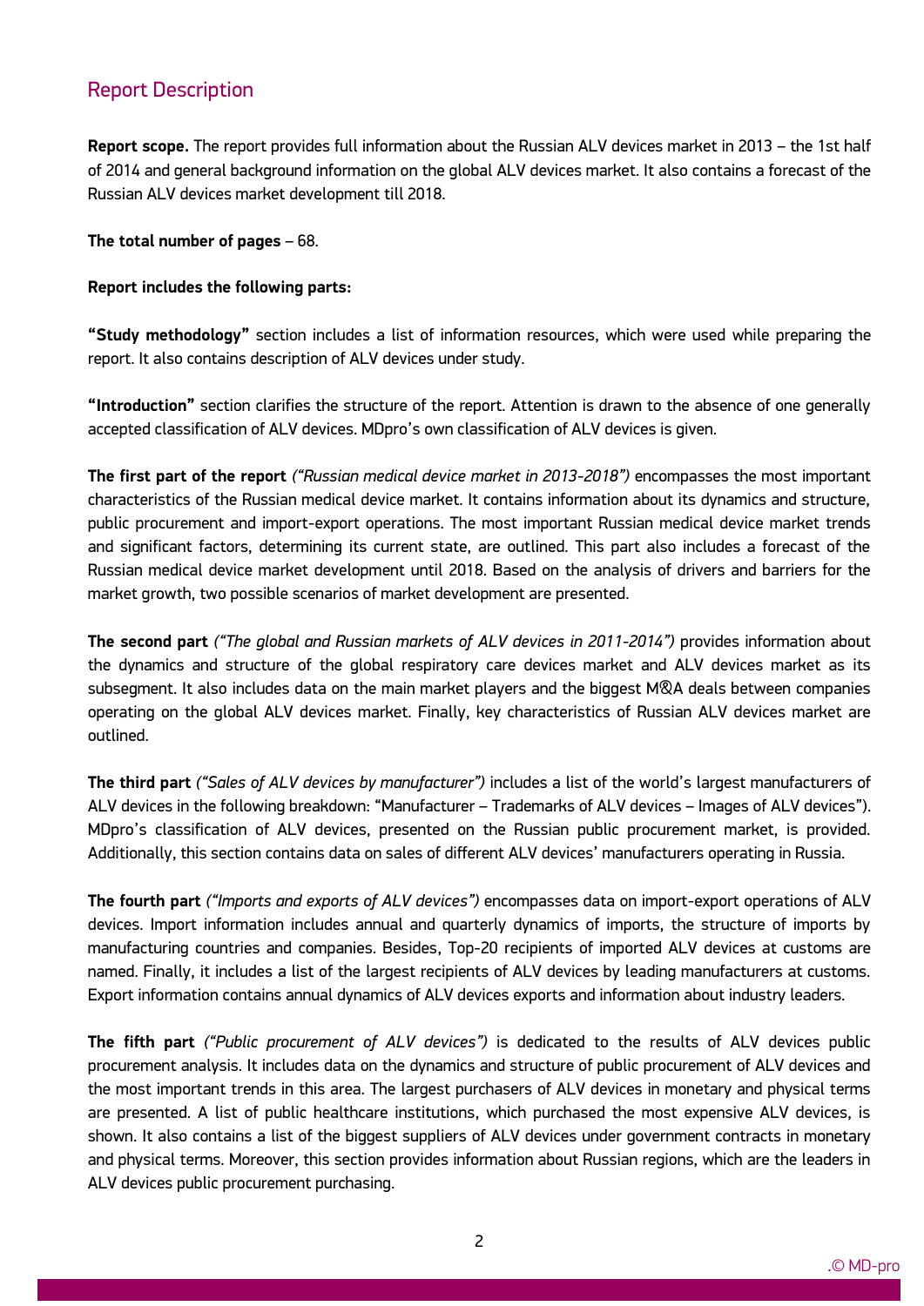## Report Description

**Report scope.** The report provides full information about the Russian ALV devices market in 2013 – the 1st half of 2014 and general background information on the global ALV devices market. It also contains a forecast of the Russian ALV devices market development till 2018.

**The total number of pages** – 68.

**Report includes the following parts:**

**"Study methodology"** section includes a list of information resources, which were used while preparing the report. It also contains description of ALV devices under study.

**"Introduction"** section clarifies the structure of the report. Attention is drawn to the absence of one generally accepted classification of ALV devices. MDpro's own classification of ALV devices is given.

**The first part of the report** *("Russian medical device market in 2013-2018")* encompasses the most important characteristics of the Russian medical device market. It contains information about its dynamics and structure, public procurement and import-export operations. The most important Russian medical device market trends and significant factors, determining its current state, are outlined. This part also includes a forecast of the Russian medical device market development until 2018. Based on the analysis of drivers and barriers for the market growth, two possible scenarios of market development are presented.

**The second part** *("The global and Russian markets of ALV devices in 2011-2014")* provides information about the dynamics and structure of the global respiratory care devices market and ALV devices market as its subsegment. It also includes data on the main market players and the biggest M&A deals between companies operating on the global ALV devices market. Finally, key characteristics of Russian ALV devices market are outlined.

**The third part** *("Sales of ALV devices by manufacturer")* includes a list of the world's largest manufacturers of ALV devices in the following breakdown: "Manufacturer – Trademarks of ALV devices – Images of ALV devices"). MDpro's classification of ALV devices, presented on the Russian public procurement market, is provided. Additionally, this section contains data on sales of different ALV devices' manufacturers operating in Russia.

**The fourth part** *("Imports and exports of ALV devices")* encompasses data on import-export operations of ALV devices. Import information includes annual and quarterly dynamics of imports, the structure of imports by manufacturing countries and companies. Besides, Top-20 recipients of imported ALV devices at customs are named. Finally, it includes a list of the largest recipients of ALV devices by leading manufacturers at customs. Export information contains annual dynamics of ALV devices exports and information about industry leaders.

**The fifth part** *("Public procurement of ALV devices")* is dedicated to the results of ALV devices public procurement analysis. It includes data on the dynamics and structure of public procurement of ALV devices and the most important trends in this area. The largest purchasers of ALV devices in monetary and physical terms are presented. A list of public healthcare institutions, which purchased the most expensive ALV devices, is shown. It also contains a list of the biggest suppliers of ALV devices under government contracts in monetary and physical terms. Moreover, this section provides information about Russian regions, which are the leaders in ALV devices public procurement purchasing.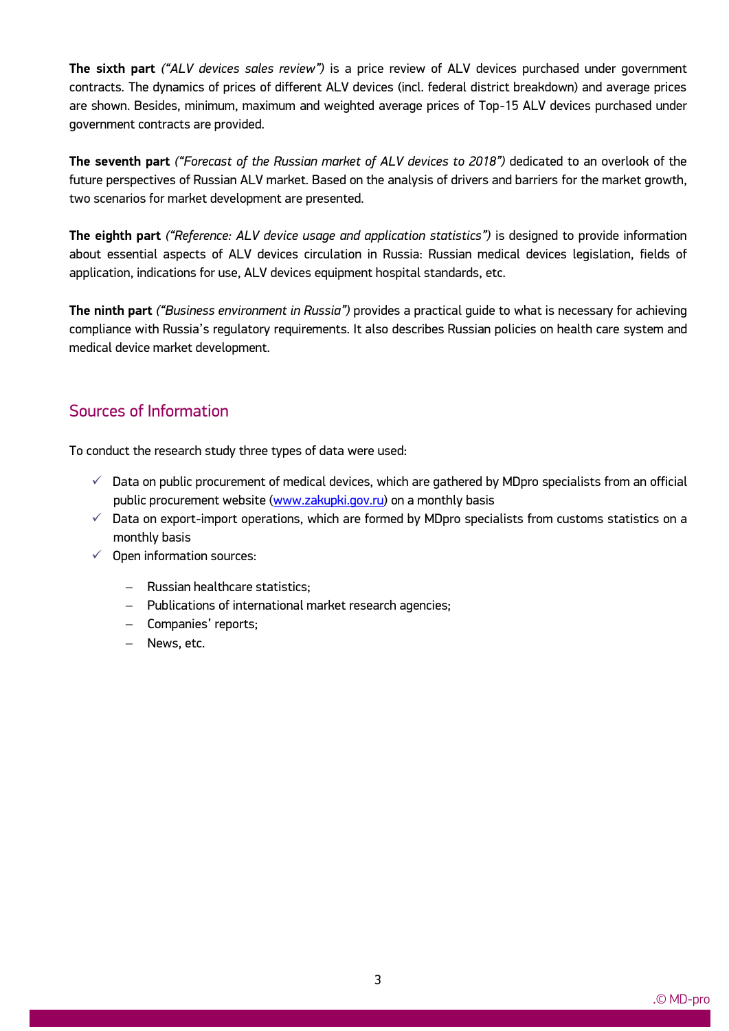**The sixth part** *("ALV devices sales review")* is a price review of ALV devices purchased under government contracts. The dynamics of prices of different ALV devices (incl. federal district breakdown) and average prices are shown. Besides, minimum, maximum and weighted average prices of Top-15 ALV devices purchased under government contracts are provided.

**The seventh part** *("Forecast of the Russian market of ALV devices to 2018")* dedicated to an overlook of the future perspectives of Russian ALV market. Based on the analysis of drivers and barriers for the market growth, two scenarios for market development are presented.

**The eighth part** *("Reference: ALV device usage and application statistics")* is designed to provide information about essential aspects of ALV devices circulation in Russia: Russian medical devices legislation, fields of application, indications for use, ALV devices equipment hospital standards, etc.

**The ninth part** *("Business environment in Russia")* provides a practical guide to what is necessary for achieving compliance with Russia's regulatory requirements. It also describes Russian policies on health care system and medical device market development.

## Sources of Information

To conduct the research study three types of data were used:

- ✓ Data on public procurement of medical devices, which are gathered by MDpro specialists from an official public procurement website (www.zakupki.gov.ru) on a monthly basis
- ✓ Data on export-import operations, which are formed by MDpro specialists from customs statistics on a monthly basis
- ✓ Open information sources:
  - Russian healthcare statistics;
  - Publications of international market research agencies;
  - Companies' reports;
  - News, etc.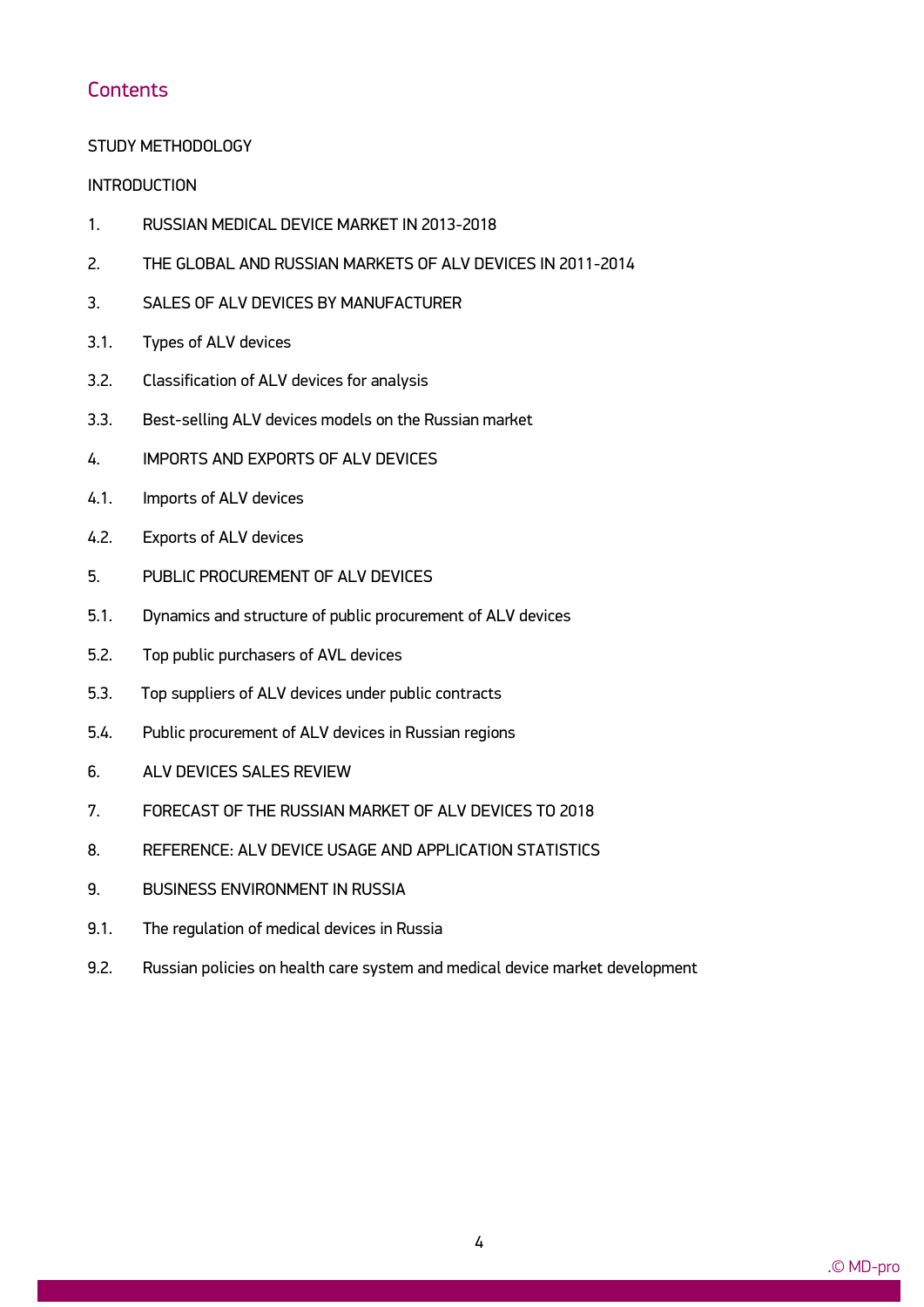## Contents

STUDY METHODOLOGY

INTRODUCTION

1. RUSSIAN MEDICAL DEVICE MARKET IN 2013-2018
2. THE GLOBAL AND RUSSIAN MARKETS OF ALV DEVICES IN 2011-2014
3. SALES OF ALV DEVICES BY MANUFACTURER

3.1. Types of ALV devices

3.2. Classification of ALV devices for analysis

3.3. Best-selling ALV devices models on the Russian market

4. IMPORTS AND EXPORTS OF ALV DEVICES

4.1. Imports of ALV devices

4.2. Exports of ALV devices

5. PUBLIC PROCUREMENT OF ALV DEVICES

5.1. Dynamics and structure of public procurement of ALV devices

5.2. Top public purchasers of AVL devices

5.3. Top suppliers of ALV devices under public contracts

5.4. Public procurement of ALV devices in Russian regions

6. ALV DEVICES SALES REVIEW
7. FORECAST OF THE RUSSIAN MARKET OF ALV DEVICES TO 2018
8. REFERENCE: ALV DEVICE USAGE AND APPLICATION STATISTICS
9. BUSINESS ENVIRONMENT IN RUSSIA

9.1. The regulation of medical devices in Russia

9.2. Russian policies on health care system and medical device market development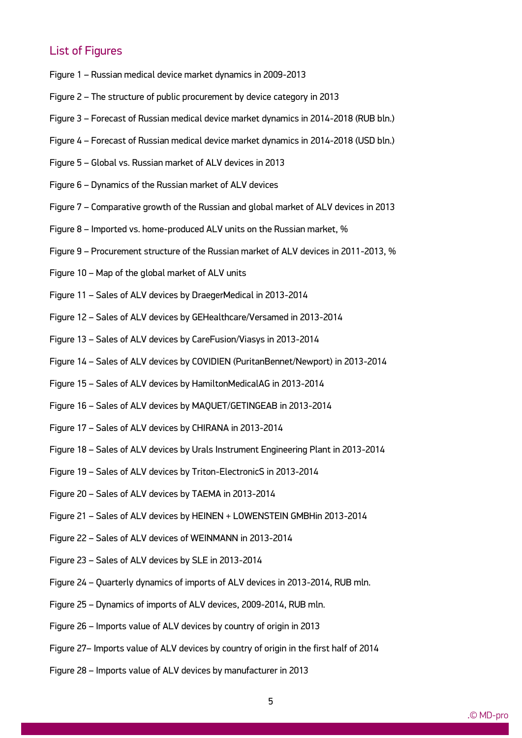## List of Figures

Figure 1 – Russian medical device market dynamics in 2009-2013

Figure 2 – The structure of public procurement by device category in 2013

Figure 3 – Forecast of Russian medical device market dynamics in 2014-2018 (RUB bln.)

Figure 4 – Forecast of Russian medical device market dynamics in 2014-2018 (USD bln.)

Figure 5 – Global vs. Russian market of ALV devices in 2013

Figure 6 – Dynamics of the Russian market of ALV devices

Figure 7 – Comparative growth of the Russian and global market of ALV devices in 2013

Figure 8 – Imported vs. home-produced ALV units on the Russian market, %

Figure 9 – Procurement structure of the Russian market of ALV devices in 2011-2013, %

Figure 10 – Map of the global market of ALV units

Figure 11 – Sales of ALV devices by DraegerMedical in 2013-2014

Figure 12 – Sales of ALV devices by GEHealthcare/Versamed in 2013-2014

Figure 13 – Sales of ALV devices by CareFusion/Viasys in 2013-2014

Figure 14 – Sales of ALV devices by COVIDIEN (PuritanBennet/Newport) in 2013-2014

Figure 15 – Sales of ALV devices by HamiltonMedicalAG in 2013-2014

Figure 16 – Sales of ALV devices by MAQUET/GETINGEAB in 2013-2014

Figure 17 – Sales of ALV devices by CHIRANA in 2013-2014

Figure 18 – Sales of ALV devices by Urals Instrument Engineering Plant in 2013-2014

Figure 19 – Sales of ALV devices by Triton-ElectronicS in 2013-2014

Figure 20 – Sales of ALV devices by TAEMA in 2013-2014

Figure 21 – Sales of ALV devices by HEINEN + LOWENSTEIN GMBHin 2013-2014

Figure 22 – Sales of ALV devices of WEINMANN in 2013-2014

Figure 23 – Sales of ALV devices by SLE in 2013-2014

Figure 24 – Quarterly dynamics of imports of ALV devices in 2013-2014, RUB mln.

Figure 25 – Dynamics of imports of ALV devices, 2009-2014, RUB mln.

Figure 26 – Imports value of ALV devices by country of origin in 2013

Figure 27– Imports value of ALV devices by country of origin in the first half of 2014

Figure 28 – Imports value of ALV devices by manufacturer in 2013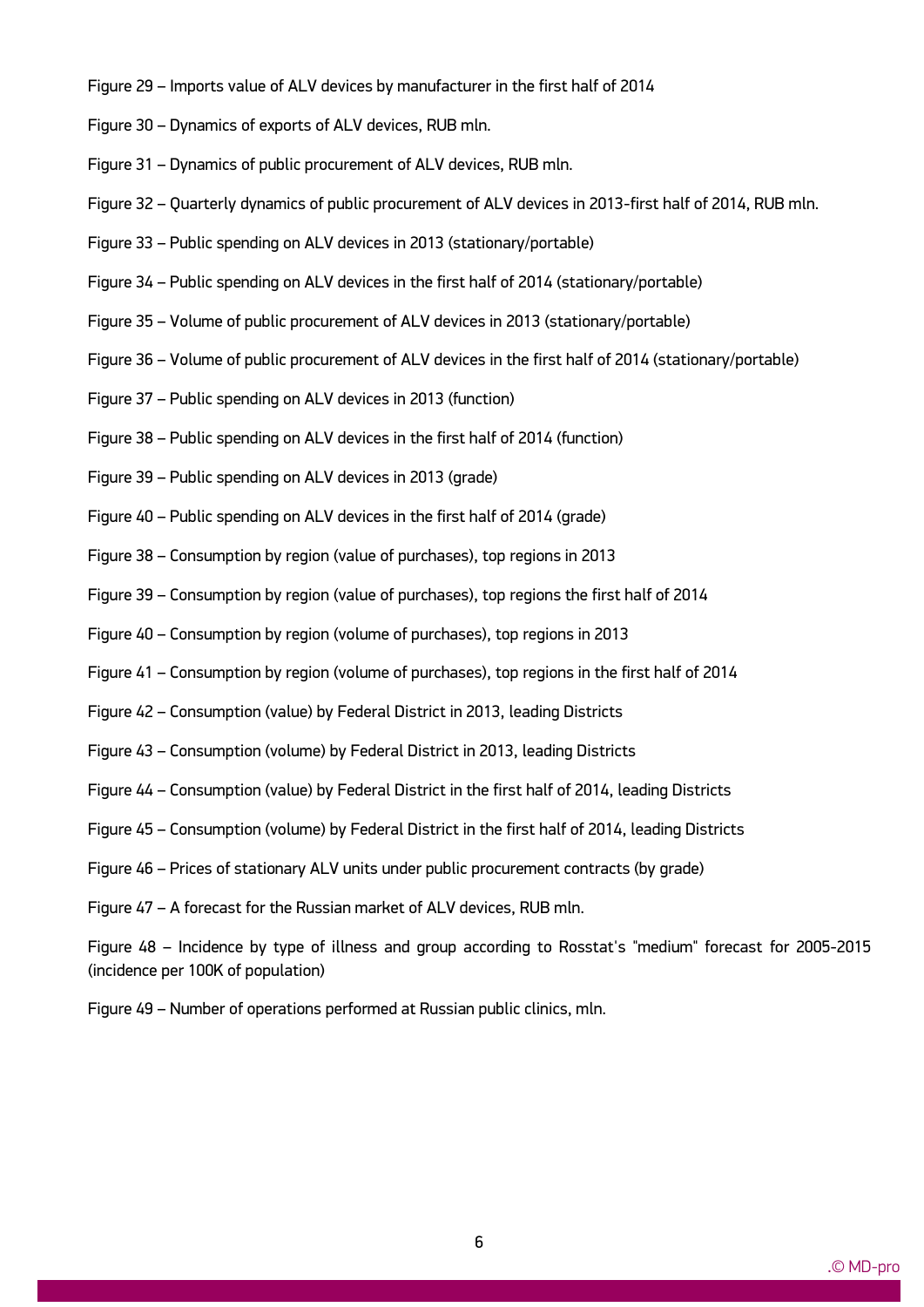Figure 29 – Imports value of ALV devices by manufacturer in the first half of 2014

Figure 30 – Dynamics of exports of ALV devices, RUB mln.

Figure 31 – Dynamics of public procurement of ALV devices, RUB mln.

Figure 32 – Quarterly dynamics of public procurement of ALV devices in 2013-first half of 2014, RUB mln.

Figure 33 – Public spending on ALV devices in 2013 (stationary/portable)

Figure 34 – Public spending on ALV devices in the first half of 2014 (stationary/portable)

Figure 35 – Volume of public procurement of ALV devices in 2013 (stationary/portable)

Figure 36 – Volume of public procurement of ALV devices in the first half of 2014 (stationary/portable)

Figure 37 – Public spending on ALV devices in 2013 (function)

Figure 38 – Public spending on ALV devices in the first half of 2014 (function)

Figure 39 – Public spending on ALV devices in 2013 (grade)

Figure 40 – Public spending on ALV devices in the first half of 2014 (grade)

Figure 38 – Consumption by region (value of purchases), top regions in 2013

Figure 39 – Consumption by region (value of purchases), top regions the first half of 2014

Figure 40 – Consumption by region (volume of purchases), top regions in 2013

Figure 41 – Consumption by region (volume of purchases), top regions in the first half of 2014

Figure 42 – Consumption (value) by Federal District in 2013, leading Districts

Figure 43 – Consumption (volume) by Federal District in 2013, leading Districts

Figure 44 – Consumption (value) by Federal District in the first half of 2014, leading Districts

Figure 45 – Consumption (volume) by Federal District in the first half of 2014, leading Districts

Figure 46 – Prices of stationary ALV units under public procurement contracts (by grade)

Figure 47 – A forecast for the Russian market of ALV devices, RUB mln.

Figure 48 – Incidence by type of illness and group according to Rosstat's "medium" forecast for 2005-2015 (incidence per 100K of population)

Figure 49 – Number of operations performed at Russian public clinics, mln.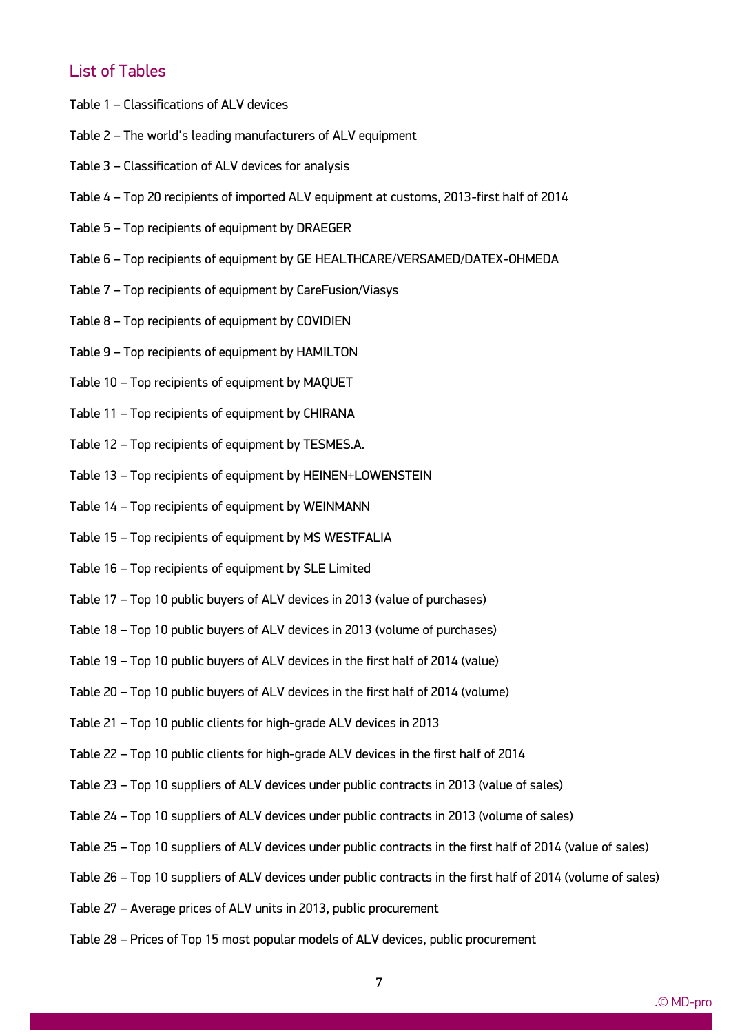## List of Tables

Table 1 – Classifications of ALV devices

Table 2 – The world's leading manufacturers of ALV equipment

Table 3 – Classification of ALV devices for analysis

Table 4 – Top 20 recipients of imported ALV equipment at customs, 2013-first half of 2014

Table 5 – Top recipients of equipment by DRAEGER

Table 6 – Top recipients of equipment by GE HEALTHCARE/VERSAMED/DATEX-OHMEDA

Table 7 – Top recipients of equipment by CareFusion/Viasys

Table 8 – Top recipients of equipment by COVIDIEN

Table 9 – Top recipients of equipment by HAMILTON

Table 10 – Top recipients of equipment by MAQUET

Table 11 – Top recipients of equipment by CHIRANA

Table 12 – Top recipients of equipment by TESMES.A.

Table 13 – Top recipients of equipment by HEINEN+LOWENSTEIN

Table 14 – Top recipients of equipment by WEINMANN

Table 15 – Top recipients of equipment by MS WESTFALIA

Table 16 – Top recipients of equipment by SLE Limited

Table 17 – Top 10 public buyers of ALV devices in 2013 (value of purchases)

Table 18 – Top 10 public buyers of ALV devices in 2013 (volume of purchases)

Table 19 – Top 10 public buyers of ALV devices in the first half of 2014 (value)

Table 20 – Top 10 public buyers of ALV devices in the first half of 2014 (volume)

Table 21 – Top 10 public clients for high-grade ALV devices in 2013

Table 22 – Top 10 public clients for high-grade ALV devices in the first half of 2014

Table 23 – Top 10 suppliers of ALV devices under public contracts in 2013 (value of sales)

Table 24 – Top 10 suppliers of ALV devices under public contracts in 2013 (volume of sales)

Table 25 – Top 10 suppliers of ALV devices under public contracts in the first half of 2014 (value of sales)

Table 26 – Top 10 suppliers of ALV devices under public contracts in the first half of 2014 (volume of sales)

Table 27 – Average prices of ALV units in 2013, public procurement

Table 28 – Prices of Top 15 most popular models of ALV devices, public procurement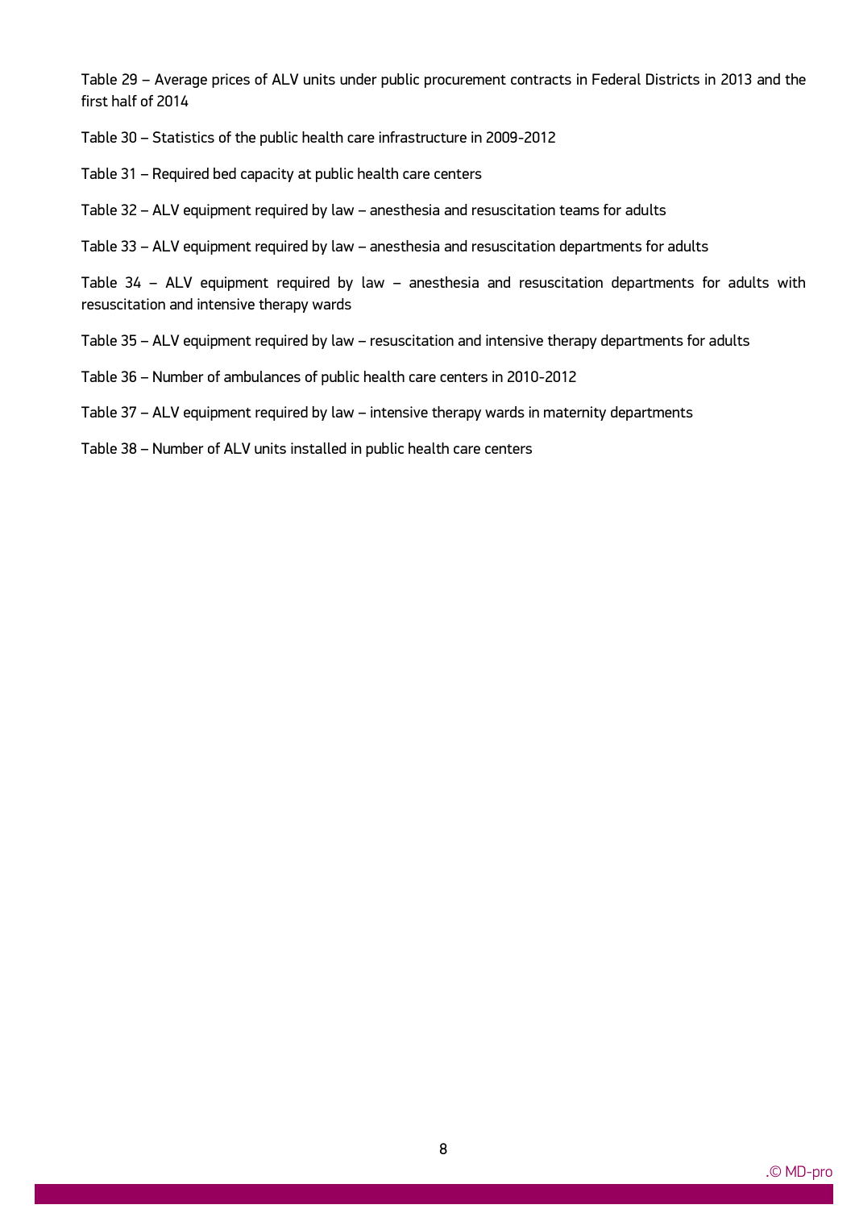Table 29 – Average prices of ALV units under public procurement contracts in Federal Districts in 2013 and the first half of 2014

Table 30 – Statistics of the public health care infrastructure in 2009-2012

Table 31 – Required bed capacity at public health care centers

Table 32 – ALV equipment required by law – anesthesia and resuscitation teams for adults

Table 33 – ALV equipment required by law – anesthesia and resuscitation departments for adults

Table 34 – ALV equipment required by law – anesthesia and resuscitation departments for adults with resuscitation and intensive therapy wards

Table 35 – ALV equipment required by law – resuscitation and intensive therapy departments for adults

Table 36 – Number of ambulances of public health care centers in 2010-2012

Table 37 – ALV equipment required by law – intensive therapy wards in maternity departments

Table 38 – Number of ALV units installed in public health care centers